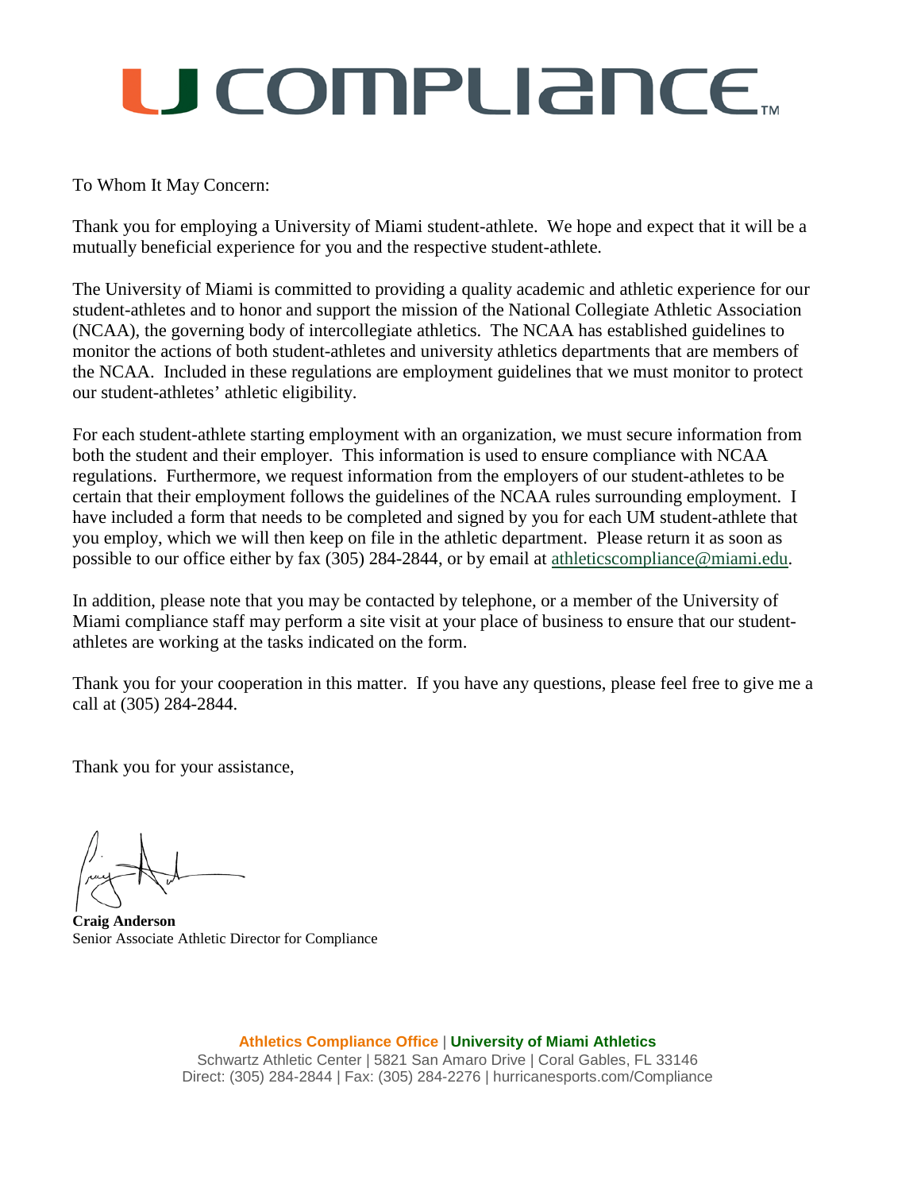# U COMPLIANCE™

To Whom It May Concern:

Thank you for employing a University of Miami student-athlete. We hope and expect that it will be a mutually beneficial experience for you and the respective student-athlete.

The University of Miami is committed to providing a quality academic and athletic experience for our student-athletes and to honor and support the mission of the National Collegiate Athletic Association (NCAA), the governing body of intercollegiate athletics. The NCAA has established guidelines to monitor the actions of both student-athletes and university athletics departments that are members of the NCAA. Included in these regulations are employment guidelines that we must monitor to protect our student-athletes' athletic eligibility.

For each student-athlete starting employment with an organization, we must secure information from both the student and their employer. This information is used to ensure compliance with NCAA regulations. Furthermore, we request information from the employers of our student-athletes to be certain that their employment follows the guidelines of the NCAA rules surrounding employment. I have included a form that needs to be completed and signed by you for each UM student-athlete that you employ, which we will then keep on file in the athletic department. Please return it as soon as possible to our office either by fax (305) 284-2844, or by email at athleticscompliance@miami.edu.

In addition, please note that you may be contacted by telephone, or a member of the University of Miami compliance staff may perform a site visit at your place of business to ensure that our student-athletes are working at the tasks indicated on the form.

Thank you for your cooperation in this matter. If you have any questions, please feel free to give me a call at (305) 284-2844.

Thank you for your assistance,

**Craig Anderson**
Senior Associate Athletic Director for Compliance

**Athletics Compliance Office** | **University of Miami Athletics**
Schwartz Athletic Center | 5821 San Amaro Drive | Coral Gables, FL 33146
Direct: (305) 284-2844 | Fax: (305) 284-2276 | hurricanesports.com/Compliance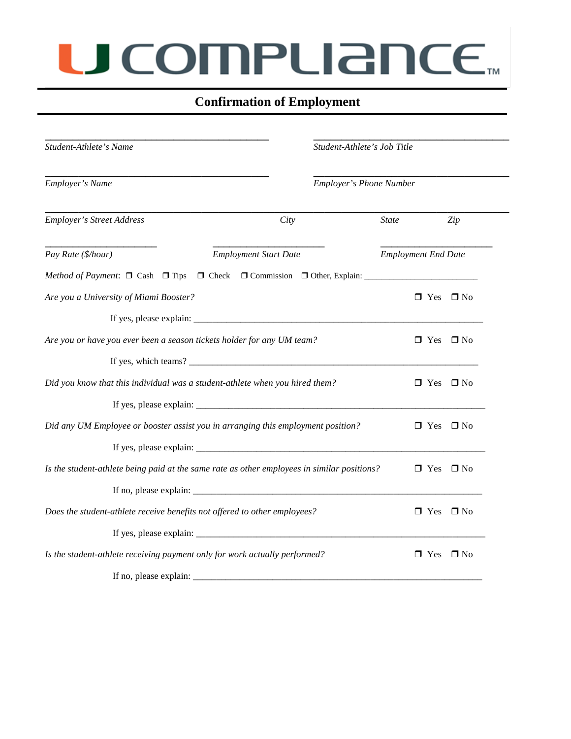U COMPLIANCE™

## Confirmation of Employment

\_\_\_\_\_\_\_\_\_\_\_\_\_\_\_\_\_\_\_\_\_\_\_\_\_\_\_\_\_\_\_\_\_\_\_\_\_\_\_\_\_\_ \_\_\_\_\_\_\_\_\_\_\_\_\_\_\_\_\_\_\_\_\_\_\_\_\_\_\_\_\_\_\_\_\_\_\_\_\_\_\_\_
*Student-Athlete's Name* *Student-Athlete's Job Title*

\_\_\_\_\_\_\_\_\_\_\_\_\_\_\_\_\_\_\_\_\_\_\_\_\_\_\_\_\_\_\_\_\_\_\_\_\_\_\_\_\_\_ \_\_\_\_\_\_\_\_\_\_\_\_\_\_\_\_\_\_\_\_\_\_\_\_\_\_\_\_\_\_\_\_\_\_\_\_\_\_\_\_
*Employer's Name* *Employer's Phone Number*

\_\_\_\_\_\_\_\_\_\_\_\_\_\_\_\_\_\_\_\_\_\_\_\_\_\_\_\_\_\_\_\_\_\_\_\_\_\_\_\_\_\_\_\_\_\_\_\_\_\_\_\_\_\_\_\_\_\_\_\_\_\_\_\_\_\_\_\_\_\_\_\_\_\_\_\_\_\_\_\_\_\_\_\_\_\_\_\_\_
*Employer's Street Address* *City* *State* *Zip*

\_\_\_\_\_\_\_\_\_\_\_\_\_\_\_\_\_\_\_\_\_\_ \_\_\_\_\_\_\_\_\_\_\_\_\_\_\_\_\_\_\_\_\_\_ \_\_\_\_\_\_\_\_\_\_\_\_\_\_\_\_\_\_\_\_\_\_
*Pay Rate ($/hour)* *Employment Start Date* *Employment End Date*

*Method of Payment*: ❒ Cash ❒ Tips ❒ Check ❒ Commission ❒ Other, Explain: \_\_\_\_\_\_\_\_\_\_\_\_\_\_\_\_\_\_\_\_\_\_\_\_\_

*Are you a University of Miami Booster?* ❒ Yes ❒ No

If yes, please explain: \_\_\_\_\_\_\_\_\_\_\_\_\_\_\_\_\_\_\_\_\_\_\_\_\_\_\_\_\_\_\_\_\_\_\_\_\_\_\_\_\_\_\_\_\_\_\_\_\_\_\_\_\_\_\_\_\_\_\_\_\_\_

*Are you or have you ever been a season tickets holder for any UM team?* ❒ Yes ❒ No

If yes, which teams? \_\_\_\_\_\_\_\_\_\_\_\_\_\_\_\_\_\_\_\_\_\_\_\_\_\_\_\_\_\_\_\_\_\_\_\_\_\_\_\_\_\_\_\_\_\_\_\_\_\_\_\_\_\_\_\_\_\_\_\_\_\_

*Did you know that this individual was a student-athlete when you hired them?* ❒ Yes ❒ No

If yes, please explain: \_\_\_\_\_\_\_\_\_\_\_\_\_\_\_\_\_\_\_\_\_\_\_\_\_\_\_\_\_\_\_\_\_\_\_\_\_\_\_\_\_\_\_\_\_\_\_\_\_\_\_\_\_\_\_\_\_\_\_\_\_\_

*Did any UM Employee or booster assist you in arranging this employment position?* ❒ Yes ❒ No

If yes, please explain: \_\_\_\_\_\_\_\_\_\_\_\_\_\_\_\_\_\_\_\_\_\_\_\_\_\_\_\_\_\_\_\_\_\_\_\_\_\_\_\_\_\_\_\_\_\_\_\_\_\_\_\_\_\_\_\_\_\_\_\_\_\_

*Is the student-athlete being paid at the same rate as other employees in similar positions?* ❒ Yes ❒ No

If no, please explain: \_\_\_\_\_\_\_\_\_\_\_\_\_\_\_\_\_\_\_\_\_\_\_\_\_\_\_\_\_\_\_\_\_\_\_\_\_\_\_\_\_\_\_\_\_\_\_\_\_\_\_\_\_\_\_\_\_\_\_\_\_\_

*Does the student-athlete receive benefits not offered to other employees?* ❒ Yes ❒ No

If yes, please explain: \_\_\_\_\_\_\_\_\_\_\_\_\_\_\_\_\_\_\_\_\_\_\_\_\_\_\_\_\_\_\_\_\_\_\_\_\_\_\_\_\_\_\_\_\_\_\_\_\_\_\_\_\_\_\_\_\_\_\_\_\_\_

*Is the student-athlete receiving payment only for work actually performed?* ❒ Yes ❒ No

If no, please explain: \_\_\_\_\_\_\_\_\_\_\_\_\_\_\_\_\_\_\_\_\_\_\_\_\_\_\_\_\_\_\_\_\_\_\_\_\_\_\_\_\_\_\_\_\_\_\_\_\_\_\_\_\_\_\_\_\_\_\_\_\_\_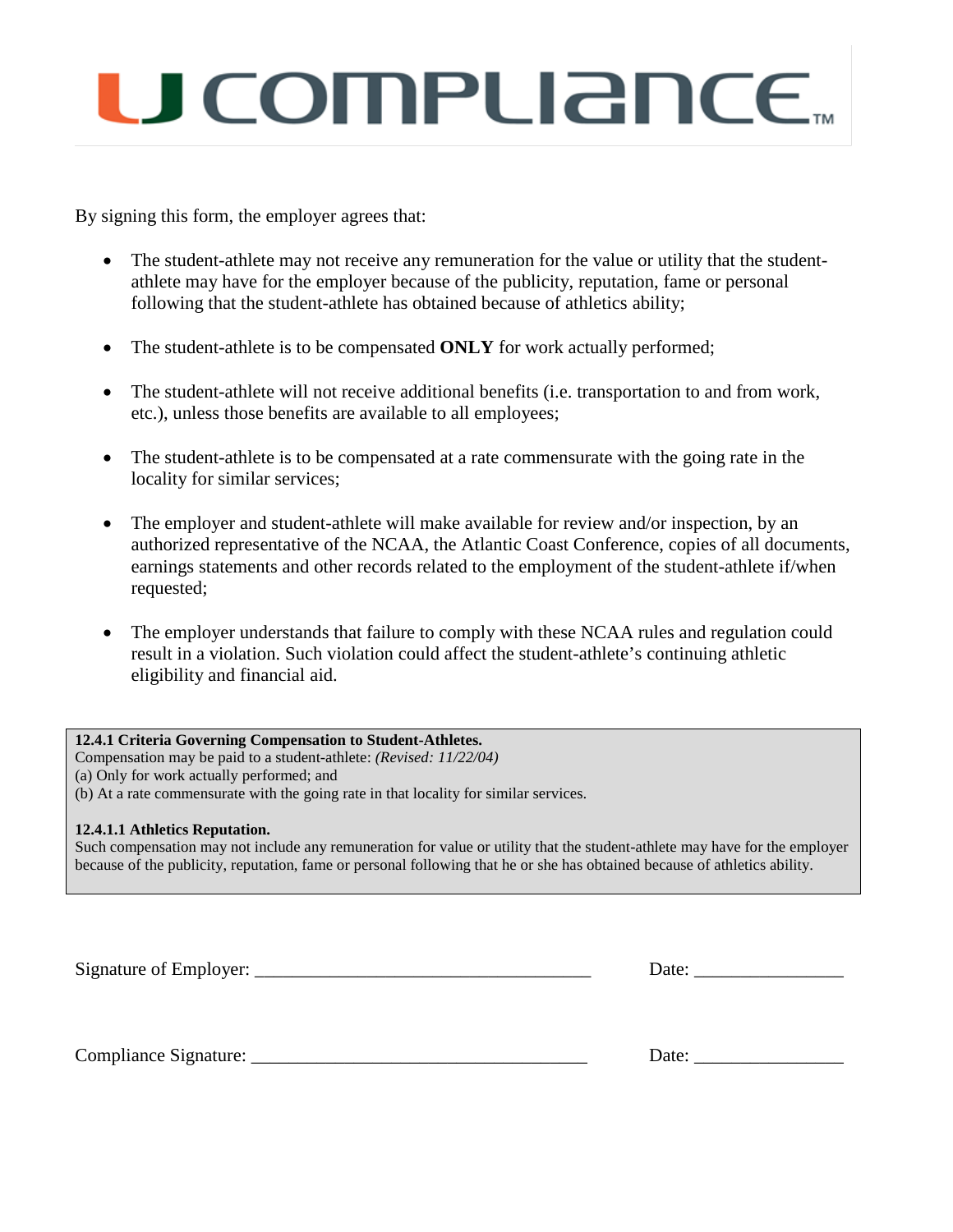# U COMPLIANCE™

By signing this form, the employer agrees that:

- The student-athlete may not receive any remuneration for the value or utility that the student-athlete may have for the employer because of the publicity, reputation, fame or personal following that the student-athlete has obtained because of athletics ability;
- The student-athlete is to be compensated **ONLY** for work actually performed;
- The student-athlete will not receive additional benefits (i.e. transportation to and from work, etc.), unless those benefits are available to all employees;
- The student-athlete is to be compensated at a rate commensurate with the going rate in the locality for similar services;
- The employer and student-athlete will make available for review and/or inspection, by an authorized representative of the NCAA, the Atlantic Coast Conference, copies of all documents, earnings statements and other records related to the employment of the student-athlete if/when requested;
- The employer understands that failure to comply with these NCAA rules and regulation could result in a violation. Such violation could affect the student-athlete's continuing athletic eligibility and financial aid.

**12.4.1 Criteria Governing Compensation to Student-Athletes.**
Compensation may be paid to a student-athlete: *(Revised: 11/22/04)*
(a) Only for work actually performed; and
(b) At a rate commensurate with the going rate in that locality for similar services.

**12.4.1.1 Athletics Reputation.**
Such compensation may not include any remuneration for value or utility that the student-athlete may have for the employer because of the publicity, reputation, fame or personal following that he or she has obtained because of athletics ability.

Signature of Employer: ___________________________________ Date: _______________

Compliance Signature: ___________________________________ Date: _______________